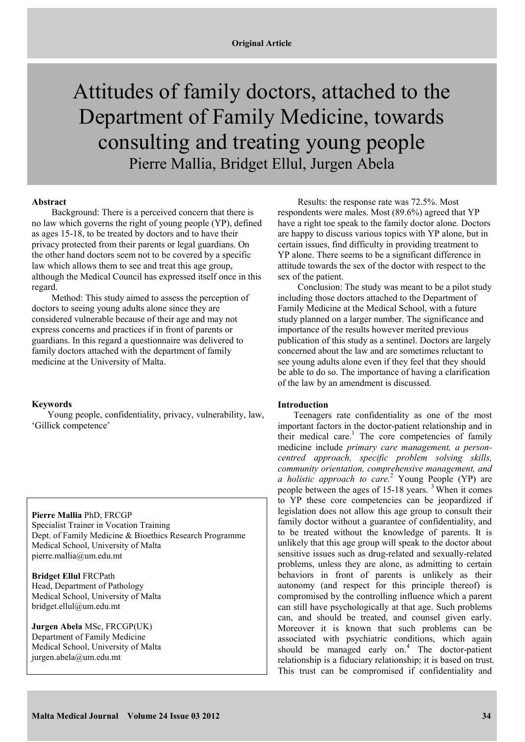**Original Article**

# Attitudes of family doctors, attached to the Department of Family Medicine, towards consulting and treating young people

Pierre Mallia, Bridget Ellul, Jurgen Abela

### Abstract

Background: There is a perceived concern that there is no law which governs the right of young people (YP), defined as ages 15-18, to be treated by doctors and to have their privacy protected from their parents or legal guardians. On the other hand doctors seem not to be covered by a specific law which allows them to see and treat this age group, although the Medical Council has expressed itself once in this regard.

Method: This study aimed to assess the perception of doctors to seeing young adults alone since they are considered vulnerable because of their age and may not express concerns and practices if in front of parents or guardians. In this regard a questionnaire was delivered to family doctors attached with the department of family medicine at the University of Malta.

Results: the response rate was 72.5%. Most respondents were males. Most (89.6%) agreed that YP have a right toe speak to the family doctor alone. Doctors are happy to discuss various topics with YP alone, but in certain issues, find difficulty in providing treatment to YP alone. There seems to be a significant difference in attitude towards the sex of the doctor with respect to the sex of the patient.

Conclusion: The study was meant to be a pilot study including those doctors attached to the Department of Family Medicine at the Medical School, with a future study planned on a larger number. The significance and importance of the results however merited previous publication of this study as a sentinel. Doctors are largely concerned about the law and are sometimes reluctant to see young adults alone even if they feel that they should be able to do so. The importance of having a clarification of the law by an amendment is discussed.

### Keywords

Young people, confidentiality, privacy, vulnerability, law, 'Gillick competence'

**Pierre Mallia** PhD, FRCGP
Specialist Trainer in Vocation Training
Dept. of Family Medicine & Bioethics Research Programme
Medical School, University of Malta
pierre.mallia@um.edu.mt

**Bridget Ellul** FRCPath
Head, Department of Pathology
Medical School, University of Malta
bridget.ellul@um.edu.mt

**Jurgen Abela** MSc, FRCGP(UK)
Department of Family Medicine
Medical School, University of Malta
jurgen.abela@um.edu.mt

### Introduction

Teenagers rate confidentiality as one of the most important factors in the doctor-patient relationship and in their medical care.[1] The core competencies of family medicine include *primary care management, a person-centred approach, specific problem solving skills, community orientation, comprehensive management, and a holistic approach to care.*[2] Young People (YP) are people between the ages of 15-18 years. [3] When it comes to YP these core competencies can be jeopardized if legislation does not allow this age group to consult their family doctor without a guarantee of confidentiality, and to be treated without the knowledge of parents. It is unlikely that this age group will speak to the doctor about sensitive issues such as drug-related and sexually-related problems, unless they are alone, as admitting to certain behaviors in front of parents is unlikely as their autonomy (and respect for this principle thereof) is compromised by the controlling influence which a parent can still have psychologically at that age. Such problems can, and should be treated, and counsel given early. Moreover it is known that such problems can be associated with psychiatric conditions, which again should be managed early on.[4] The doctor-patient relationship is a fiduciary relationship; it is based on trust. This trust can be compromised if confidentiality and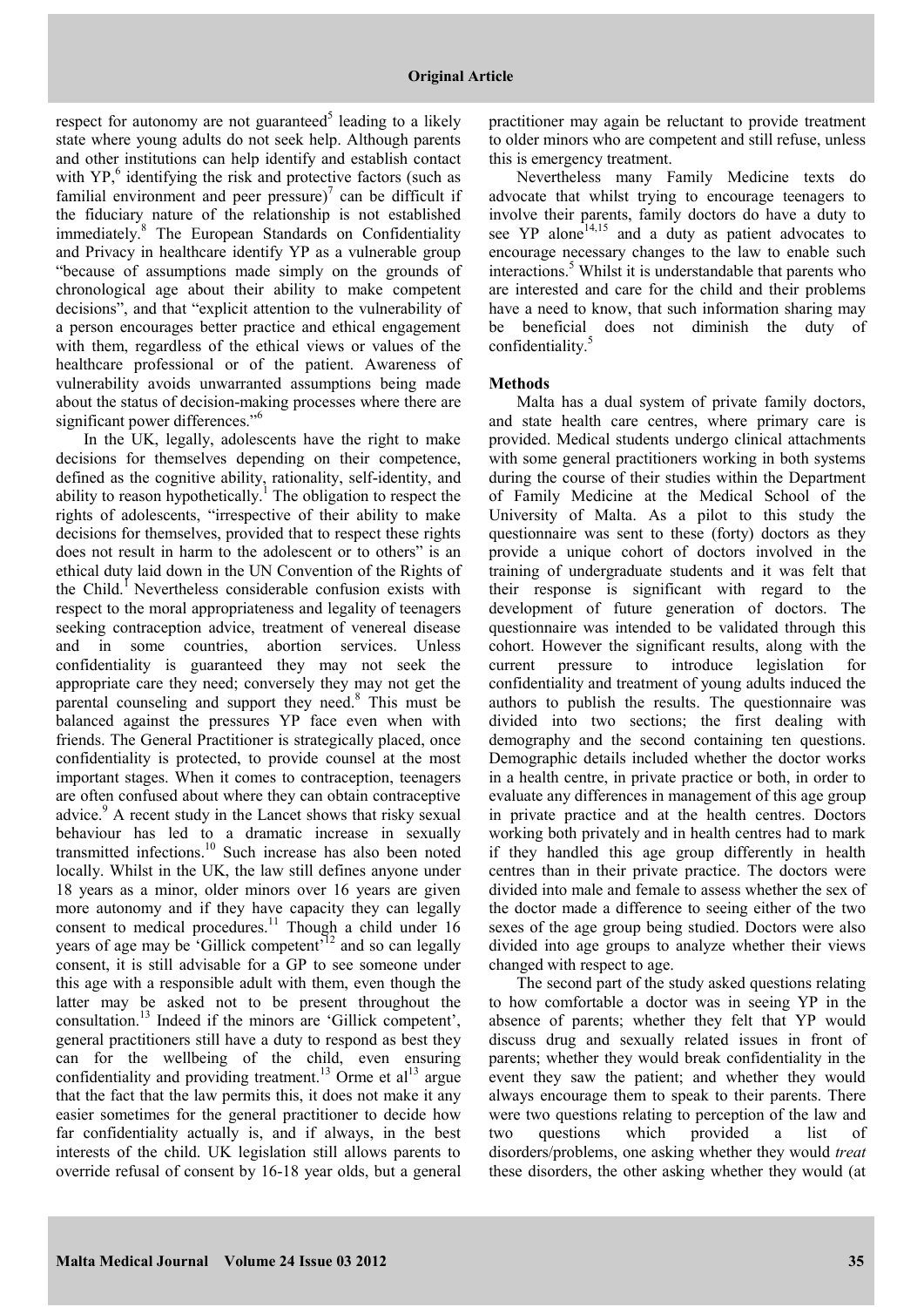respect for autonomy are not guaranteed[5] leading to a likely state where young adults do not seek help. Although parents and other institutions can help identify and establish contact with YP,[6] identifying the risk and protective factors (such as familial environment and peer pressure)[7] can be difficult if the fiduciary nature of the relationship is not established immediately.[8] The European Standards on Confidentiality and Privacy in healthcare identify YP as a vulnerable group "because of assumptions made simply on the grounds of chronological age about their ability to make competent decisions", and that "explicit attention to the vulnerability of a person encourages better practice and ethical engagement with them, regardless of the ethical views or values of the healthcare professional or of the patient. Awareness of vulnerability avoids unwarranted assumptions being made about the status of decision-making processes where there are significant power differences."[6]

In the UK, legally, adolescents have the right to make decisions for themselves depending on their competence, defined as the cognitive ability, rationality, self-identity, and ability to reason hypothetically.[1] The obligation to respect the rights of adolescents, "irrespective of their ability to make decisions for themselves, provided that to respect these rights does not result in harm to the adolescent or to others" is an ethical duty laid down in the UN Convention of the Rights of the Child.[1] Nevertheless considerable confusion exists with respect to the moral appropriateness and legality of teenagers seeking contraception advice, treatment of venereal disease and in some countries, abortion services. Unless confidentiality is guaranteed they may not seek the appropriate care they need; conversely they may not get the parental counseling and support they need.[8] This must be balanced against the pressures YP face even when with friends. The General Practitioner is strategically placed, once confidentiality is protected, to provide counsel at the most important stages. When it comes to contraception, teenagers are often confused about where they can obtain contraceptive advice.[9] A recent study in the Lancet shows that risky sexual behaviour has led to a dramatic increase in sexually transmitted infections.[10] Such increase has also been noted locally. Whilst in the UK, the law still defines anyone under 18 years as a minor, older minors over 16 years are given more autonomy and if they have capacity they can legally consent to medical procedures.[11] Though a child under 16 years of age may be 'Gillick competent'[12] and so can legally consent, it is still advisable for a GP to see someone under this age with a responsible adult with them, even though the latter may be asked not to be present throughout the consultation.[13] Indeed if the minors are 'Gillick competent', general practitioners still have a duty to respond as best they can for the wellbeing of the child, even ensuring confidentiality and providing treatment.[13] Orme et al[13] argue that the fact that the law permits this, it does not make it any easier sometimes for the general practitioner to decide how far confidentiality actually is, and if always, in the best interests of the child. UK legislation still allows parents to override refusal of consent by 16-18 year olds, but a general practitioner may again be reluctant to provide treatment to older minors who are competent and still refuse, unless this is emergency treatment.

Nevertheless many Family Medicine texts do advocate that whilst trying to encourage teenagers to involve their parents, family doctors do have a duty to see YP alone[14,15] and a duty as patient advocates to encourage necessary changes to the law to enable such interactions.[5] Whilst it is understandable that parents who are interested and care for the child and their problems have a need to know, that such information sharing may be beneficial does not diminish the duty of confidentiality.[5]

## Methods

Malta has a dual system of private family doctors, and state health care centres, where primary care is provided. Medical students undergo clinical attachments with some general practitioners working in both systems during the course of their studies within the Department of Family Medicine at the Medical School of the University of Malta. As a pilot to this study the questionnaire was sent to these (forty) doctors as they provide a unique cohort of doctors involved in the training of undergraduate students and it was felt that their response is significant with regard to the development of future generation of doctors. The questionnaire was intended to be validated through this cohort. However the significant results, along with the current pressure to introduce legislation for confidentiality and treatment of young adults induced the authors to publish the results. The questionnaire was divided into two sections; the first dealing with demography and the second containing ten questions. Demographic details included whether the doctor works in a health centre, in private practice or both, in order to evaluate any differences in management of this age group in private practice and at the health centres. Doctors working both privately and in health centres had to mark if they handled this age group differently in health centres than in their private practice. The doctors were divided into male and female to assess whether the sex of the doctor made a difference to seeing either of the two sexes of the age group being studied. Doctors were also divided into age groups to analyze whether their views changed with respect to age.

The second part of the study asked questions relating to how comfortable a doctor was in seeing YP in the absence of parents; whether they felt that YP would discuss drug and sexually related issues in front of parents; whether they would break confidentiality in the event they saw the patient; and whether they would always encourage them to speak to their parents. There were two questions relating to perception of the law and two questions which provided a list of disorders/problems, one asking whether they would *treat* these disorders, the other asking whether they would (at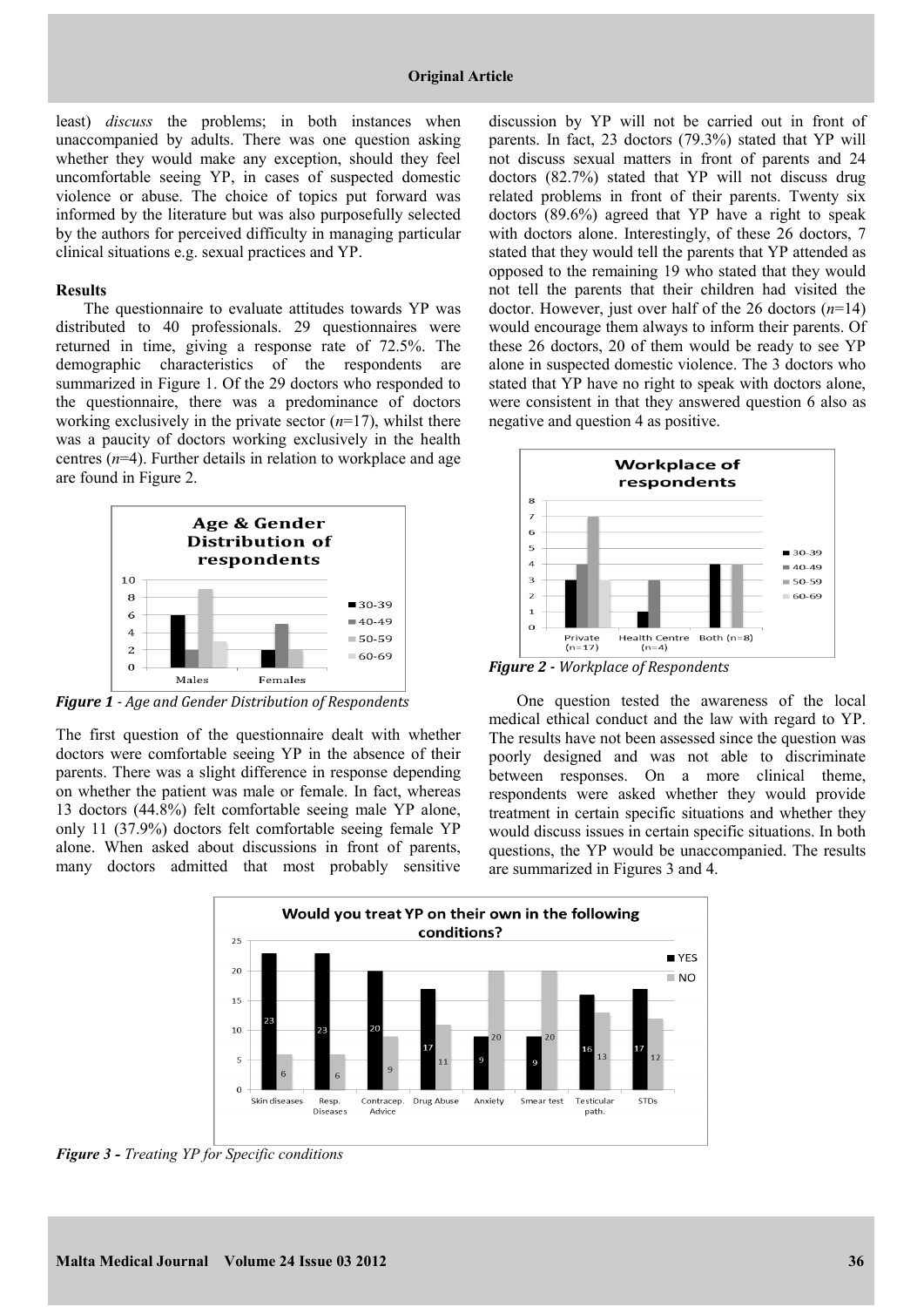least) *discuss* the problems; in both instances when unaccompanied by adults. There was one question asking whether they would make any exception, should they feel uncomfortable seeing YP, in cases of suspected domestic violence or abuse. The choice of topics put forward was informed by the literature but was also purposefully selected by the authors for perceived difficulty in managing particular clinical situations e.g. sexual practices and YP.

**Results**

The questionnaire to evaluate attitudes towards YP was distributed to 40 professionals. 29 questionnaires were returned in time, giving a response rate of 72.5%. The demographic characteristics of the respondents are summarized in Figure 1. Of the 29 doctors who responded to the questionnaire, there was a predominance of doctors working exclusively in the private sector (*n*=17), whilst there was a paucity of doctors working exclusively in the health centres (*n*=4). Further details in relation to workplace and age are found in Figure 2.

***Figure 1*** *- Age and Gender Distribution of Respondents*

The first question of the questionnaire dealt with whether doctors were comfortable seeing YP in the absence of their parents. There was a slight difference in response depending on whether the patient was male or female. In fact, whereas 13 doctors (44.8%) felt comfortable seeing male YP alone, only 11 (37.9%) doctors felt comfortable seeing female YP alone. When asked about discussions in front of parents, many doctors admitted that most probably sensitive discussion by YP will not be carried out in front of parents. In fact, 23 doctors (79.3%) stated that YP will not discuss sexual matters in front of parents and 24 doctors (82.7%) stated that YP will not discuss drug related problems in front of their parents. Twenty six doctors (89.6%) agreed that YP have a right to speak with doctors alone. Interestingly, of these 26 doctors, 7 stated that they would tell the parents that YP attended as opposed to the remaining 19 who stated that they would not tell the parents that their children had visited the doctor. However, just over half of the 26 doctors (*n*=14) would encourage them always to inform their parents. Of these 26 doctors, 20 of them would be ready to see YP alone in suspected domestic violence. The 3 doctors who stated that YP have no right to speak with doctors alone, were consistent in that they answered question 6 also as negative and question 4 as positive.

***Figure 2*** *- Workplace of Respondents*

One question tested the awareness of the local medical ethical conduct and the law with regard to YP. The results have not been assessed since the question was poorly designed and was not able to discriminate between responses. On a more clinical theme, respondents were asked whether they would provide treatment in certain specific situations and whether they would discuss issues in certain specific situations. In both questions, the YP would be unaccompanied. The results are summarized in Figures 3 and 4.

***Figure 3*** *- Treating YP for Specific conditions*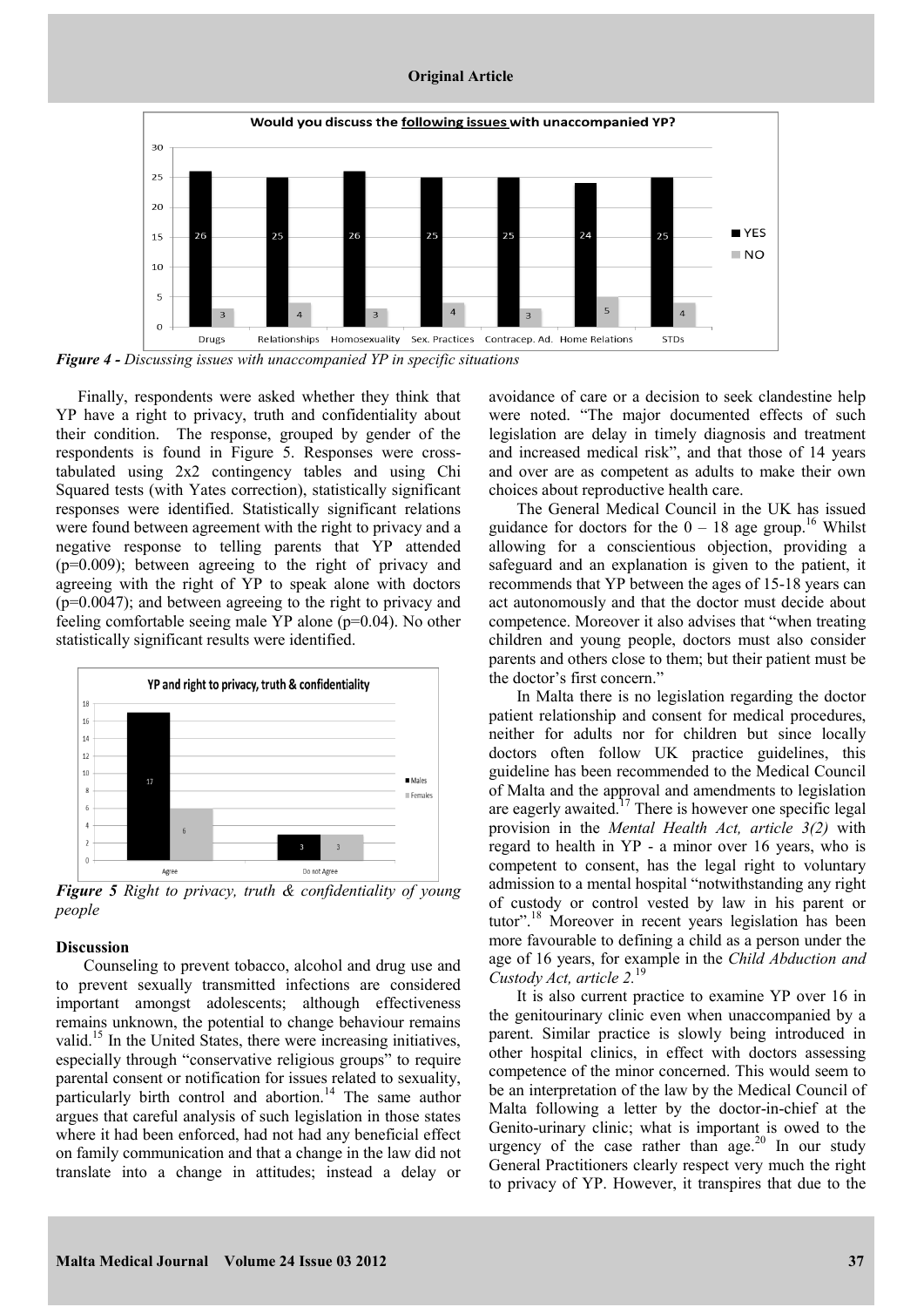*Figure 4 - Discussing issues with unaccompanied YP in specific situations*

Finally, respondents were asked whether they think that YP have a right to privacy, truth and confidentiality about their condition. The response, grouped by gender of the respondents is found in Figure 5. Responses were cross-tabulated using 2x2 contingency tables and using Chi Squared tests (with Yates correction), statistically significant responses were identified. Statistically significant relations were found between agreement with the right to privacy and a negative response to telling parents that YP attended ($p=0.009$); between agreeing to the right of privacy and agreeing with the right of YP to speak alone with doctors ($p=0.0047$); and between agreeing to the right to privacy and feeling comfortable seeing male YP alone ($p=0.04$). No other statistically significant results were identified.

*Figure 5 Right to privacy, truth & confidentiality of young people*

## Discussion

Counseling to prevent tobacco, alcohol and drug use and to prevent sexually transmitted infections are considered important amongst adolescents; although effectiveness remains unknown, the potential to change behaviour remains valid.[15] In the United States, there were increasing initiatives, especially through "conservative religious groups" to require parental consent or notification for issues related to sexuality, particularly birth control and abortion.[14] The same author argues that careful analysis of such legislation in those states where it had been enforced, had not had any beneficial effect on family communication and that a change in the law did not translate into a change in attitudes; instead a delay or avoidance of care or a decision to seek clandestine help were noted. "The major documented effects of such legislation are delay in timely diagnosis and treatment and increased medical risk", and that those of 14 years and over are as competent as adults to make their own choices about reproductive health care.

The General Medical Council in the UK has issued guidance for doctors for the 0 – 18 age group.[16] Whilst allowing for a conscientious objection, providing a safeguard and an explanation is given to the patient, it recommends that YP between the ages of 15-18 years can act autonomously and that the doctor must decide about competence. Moreover it also advises that "when treating children and young people, doctors must also consider parents and others close to them; but their patient must be the doctor's first concern."

In Malta there is no legislation regarding the doctor patient relationship and consent for medical procedures, neither for adults nor for children but since locally doctors often follow UK practice guidelines, this guideline has been recommended to the Medical Council of Malta and the approval and amendments to legislation are eagerly awaited.[17] There is however one specific legal provision in the *Mental Health Act, article 3(2)* with regard to health in YP - a minor over 16 years, who is competent to consent, has the legal right to voluntary admission to a mental hospital "notwithstanding any right of custody or control vested by law in his parent or tutor".[18] Moreover in recent years legislation has been more favourable to defining a child as a person under the age of 16 years, for example in the *Child Abduction and Custody Act, article 2.*[19]

It is also current practice to examine YP over 16 in the genitourinary clinic even when unaccompanied by a parent. Similar practice is slowly being introduced in other hospital clinics, in effect with doctors assessing competence of the minor concerned. This would seem to be an interpretation of the law by the Medical Council of Malta following a letter by the doctor-in-chief at the Genito-urinary clinic; what is important is owed to the urgency of the case rather than age.[20] In our study General Practitioners clearly respect very much the right to privacy of YP. However, it transpires that due to the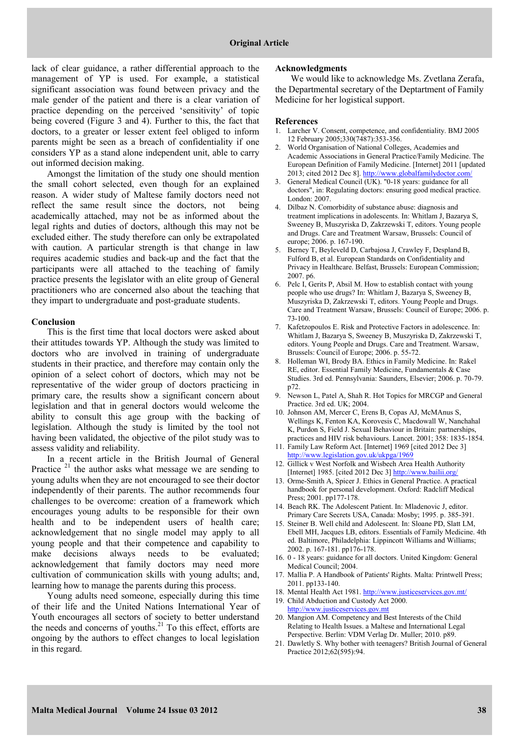lack of clear guidance, a rather differential approach to the management of YP is used. For example, a statistical significant association was found between privacy and the male gender of the patient and there is a clear variation of practice depending on the perceived 'sensitivity' of topic being covered (Figure 3 and 4). Further to this, the fact that doctors, to a greater or lesser extent feel obliged to inform parents might be seen as a breach of confidentiality if one considers YP as a stand alone independent unit, able to carry out informed decision making.

Amongst the limitation of the study one should mention the small cohort selected, even though for an explained reason. A wider study of Maltese family doctors need not reflect the same result since the doctors, not being academically attached, may not be as informed about the legal rights and duties of doctors, although this may not be excluded either. The study therefore can only be extrapolated with caution. A particular strength is that change in law requires academic studies and back-up and the fact that the participants were all attached to the teaching of family practice presents the legislator with an elite group of General practitioners who are concerned also about the teaching that they impart to undergraduate and post-graduate students.

## Conclusion

This is the first time that local doctors were asked about their attitudes towards YP. Although the study was limited to doctors who are involved in training of undergraduate students in their practice, and therefore may contain only the opinion of a select cohort of doctors, which may not be representative of the wider group of doctors practicing in primary care, the results show a significant concern about legislation and that in general doctors would welcome the ability to consult this age group with the backing of legislation. Although the study is limited by the tool not having been validated, the objective of the pilot study was to assess validity and reliability.

In a recent article in the British Journal of General Practice [21] the author asks what message we are sending to young adults when they are not encouraged to see their doctor independently of their parents. The author recommends four challenges to be overcome: creation of a framework which encourages young adults to be responsible for their own health and to be independent users of health care; acknowledgement that no single model may apply to all young people and that their competence and capability to make decisions always needs to be evaluated; acknowledgement that family doctors may need more cultivation of communication skills with young adults; and, learning how to manage the parents during this process.

Young adults need someone, especially during this time of their life and the United Nations International Year of Youth encourages all sectors of society to better understand the needs and concerns of youths.[21] To this effect, efforts are ongoing by the authors to effect changes to local legislation in this regard.

## Acknowledgments

We would like to acknowledge Ms. Zvetlana Zerafa, the Departmental secretary of the Deptartment of Family Medicine for her logistical support.

## References

1. Larcher V. Consent, competence, and confidentiality. BMJ 2005 12 February 2005;330(7487):353-356.
2. World Organisation of National Colleges, Academies and Academic Associations in General Practice/Family Medicine. The European Definition of Family Medicine. [Internet] 2011 [updated 2013; cited 2012 Dec 8]. http://www.globalfamilydoctor.com/
3. General Medical Council (UK). "0-18 years: guidance for all doctors", in: Regulating doctors: ensuring good medical practice. London: 2007.
4. Dilbaz N. Comorbidity of substance abuse: diagnosis and treatment implications in adolescents. In: Whitlam J, Bazarya S, Sweeney B, Muszyriska D, Zakrzewski T, editors. Young people and Drugs. Care and Treatment Warsaw, Brussels: Council of europe; 2006. p. 167-190.
5. Berney T, Beyleveld D, Carbajosa J, Crawley F, Despland B, Fulford B, et al. European Standards on Confidentiality and Privacy in Healthcare. Belfast, Brussels: European Commission; 2007. p6.
6. Pelc I, Gerits P, Absil M. How to establish contact with young people who use drugs? In: Whitlam J, Bazarya S, Sweeney B, Muszyriska D, Zakrzewski T, editors. Young People and Drugs. Care and Treatment Warsaw, Brussels: Council of Europe; 2006. p. 73-100.
7. Kafetzopoulos E. Risk and Protective Factors in adolescence. In: Whitlam J, Bazarya S, Sweeney B, Muszyriska D, Zakrzewski T, editors. Young People and Drugs. Care and Treatment. Warsaw, Brussels: Council of Europe; 2006. p. 55-72.
8. Holleman WI, Brody BA. Ethics in Family Medicine. In: Rakel RE, editor. Essential Family Medicine, Fundamentals & Case Studies. 3rd ed. Pennsylvania: Saunders, Elsevier; 2006. p. 70-79. p72.
9. Newson L, Patel A, Shah R. Hot Topics for MRCGP and General Practice. 3rd ed. UK; 2004.
10. Johnson AM, Mercer C, Erens B, Copas AJ, McMAnus S, Wellings K, Fenton KA, Korovesis C, Macdowall W, Nanchahal K, Purdon S, Field J. Sexual Behaviour in Britain: partnerships, practices and HIV risk behaviours. Lancet. 2001; 358: 1835-1854.
11. Family Law Reform Act. [Internet] 1969 [cited 2012 Dec 3] http://www.legislation.gov.uk/ukpga/1969
12. Gillick v West Norfolk and Wisbech Area Health Authority [Internet] 1985. [cited 2012 Dec 3] http://www.bailii.org/
13. Orme-Smith A, Spicer J. Ethics in General Practice. A practical handbook for personal development. Oxford: Radcliff Medical Press; 2001. pp177-178.
14. Beach RK. The Adolescent Patient. In: Mladenovic J, editor. Primary Care Secrets USA, Canada: Mosby; 1995. p. 385-391.
15. Steiner B. Well child and Adolescent. In: Sloane PD, Slatt LM, Ebell MH, Jacques LB, editors. Essentials of Family Medicine. 4th ed. Baltimore, Philadelphia: Lippincott Williams and Williams; 2002. p. 167-181. pp176-178.
16. 0 - 18 years: guidance for all doctors. United Kingdom: General Medical Council; 2004.
17. Mallia P. A Handbook of Patients' Rights. Malta: Printwell Press; 2011. pp133-140.
18. Mental Health Act 1981. http://www.justiceservices.gov.mt/
19. Child Abduction and Custody Act 2000. http://www.justiceservices.gov.mt
20. Mangion AM. Competency and Best Interests of the Child Relating to Health Issues. a Maltese and International Legal Perspective. Berlin: VDM Verlag Dr. Muller; 2010. p89.
21. Dawletly S. Why bother with teenagers? British Journal of General Practice 2012;62(595):94.